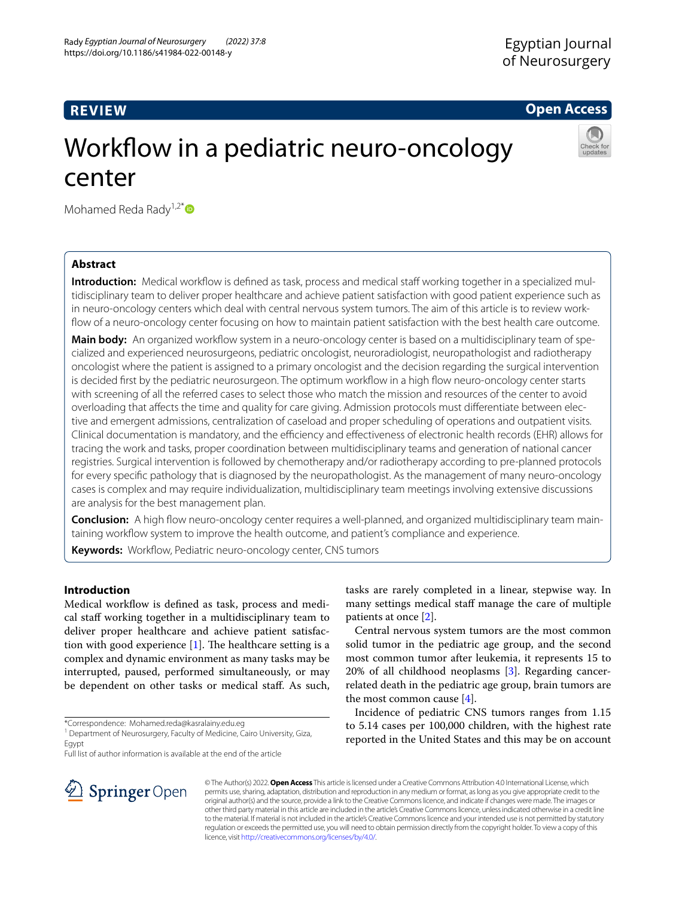REVIEW

Open Access

# Workflow in a pediatric neuro-oncology center

Mohamed Reda Rady[1,2*]

## Abstract

**Introduction:** Medical workflow is defined as task, process and medical staff working together in a specialized multidisciplinary team to deliver proper healthcare and achieve patient satisfaction with good patient experience such as in neuro-oncology centers which deal with central nervous system tumors. The aim of this article is to review workflow of a neuro-oncology center focusing on how to maintain patient satisfaction with the best health care outcome.

**Main body:** An organized workflow system in a neuro-oncology center is based on a multidisciplinary team of specialized and experienced neurosurgeons, pediatric oncologist, neuroradiologist, neuropathologist and radiotherapy oncologist where the patient is assigned to a primary oncologist and the decision regarding the surgical intervention is decided first by the pediatric neurosurgeon. The optimum workflow in a high flow neuro-oncology center starts with screening of all the referred cases to select those who match the mission and resources of the center to avoid overloading that affects the time and quality for care giving. Admission protocols must differentiate between elective and emergent admissions, centralization of caseload and proper scheduling of operations and outpatient visits. Clinical documentation is mandatory, and the efficiency and effectiveness of electronic health records (EHR) allows for tracing the work and tasks, proper coordination between multidisciplinary teams and generation of national cancer registries. Surgical intervention is followed by chemotherapy and/or radiotherapy according to pre-planned protocols for every specific pathology that is diagnosed by the neuropathologist. As the management of many neuro-oncology cases is complex and may require individualization, multidisciplinary team meetings involving extensive discussions are analysis for the best management plan.

**Conclusion:** A high flow neuro-oncology center requires a well-planned, and organized multidisciplinary team maintaining workflow system to improve the health outcome, and patient's compliance and experience.

**Keywords:** Workflow, Pediatric neuro-oncology center, CNS tumors

## Introduction

Medical workflow is defined as task, process and medical staff working together in a multidisciplinary team to deliver proper healthcare and achieve patient satisfaction with good experience [1]. The healthcare setting is a complex and dynamic environment as many tasks may be interrupted, paused, performed simultaneously, or may be dependent on other tasks or medical staff. As such, tasks are rarely completed in a linear, stepwise way. In many settings medical staff manage the care of multiple patients at once [2].

Central nervous system tumors are the most common solid tumor in the pediatric age group, and the second most common tumor after leukemia, it represents 15 to 20% of all childhood neoplasms [3]. Regarding cancer-related death in the pediatric age group, brain tumors are the most common cause [4].

Incidence of pediatric CNS tumors ranges from 1.15 to 5.14 cases per 100,000 children, with the highest rate reported in the United States and this may be on account

*Correspondence: Mohamed.reda@kasralainy.edu.eg
[1] Department of Neurosurgery, Faculty of Medicine, Cairo University, Giza, Egypt
Full list of author information is available at the end of the article

© The Author(s) 2022. **Open Access** This article is licensed under a Creative Commons Attribution 4.0 International License, which permits use, sharing, adaptation, distribution and reproduction in any medium or format, as long as you give appropriate credit to the original author(s) and the source, provide a link to the Creative Commons licence, and indicate if changes were made. The images or other third party material in this article are included in the article's Creative Commons licence, unless indicated otherwise in a credit line to the material. If material is not included in the article's Creative Commons licence and your intended use is not permitted by statutory regulation or exceeds the permitted use, you will need to obtain permission directly from the copyright holder. To view a copy of this licence, visit http://creativecommons.org/licenses/by/4.0/.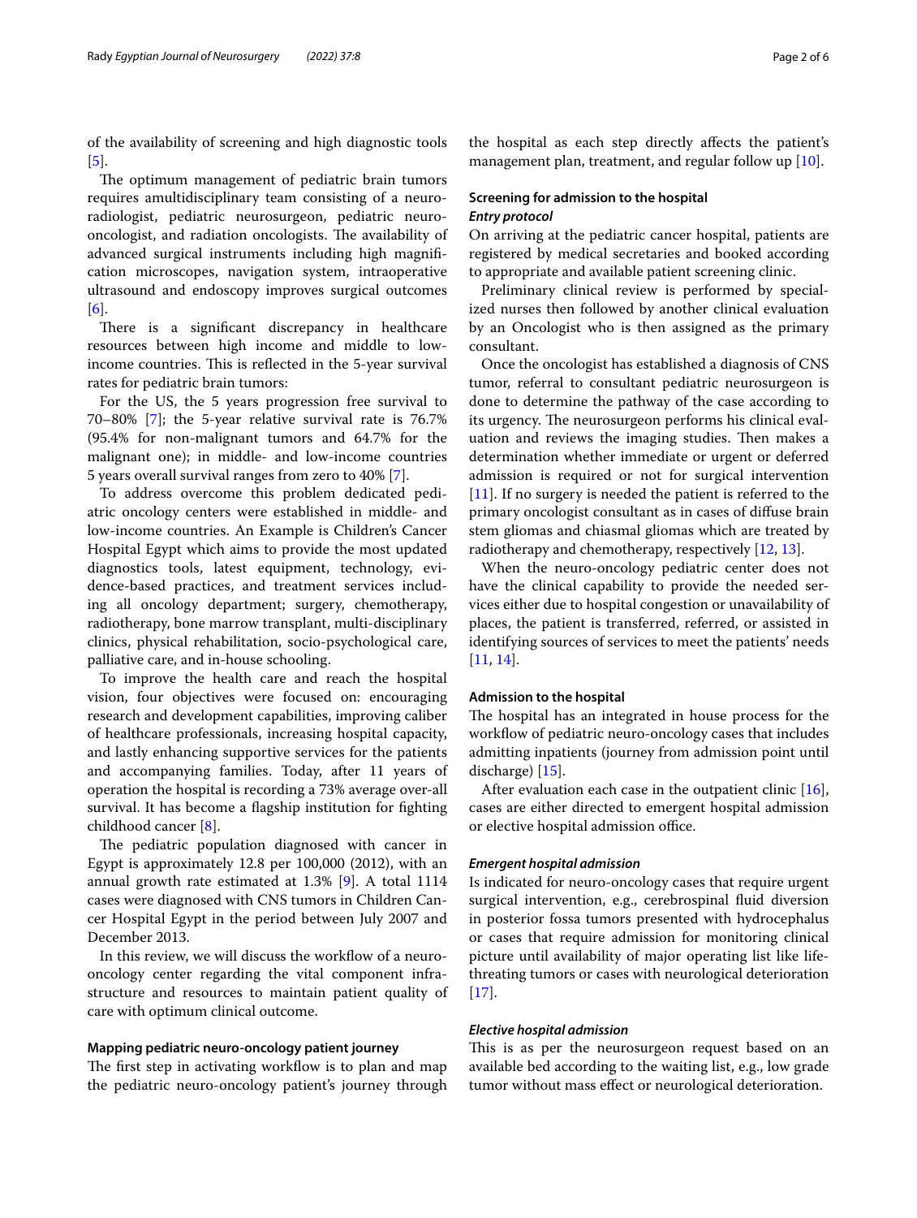of the availability of screening and high diagnostic tools [5].

The optimum management of pediatric brain tumors requires amultidisciplinary team consisting of a neuroradiologist, pediatric neurosurgeon, pediatric neuro-oncologist, and radiation oncologists. The availability of advanced surgical instruments including high magnification microscopes, navigation system, intraoperative ultrasound and endoscopy improves surgical outcomes [6].

There is a significant discrepancy in healthcare resources between high income and middle to low-income countries. This is reflected in the 5-year survival rates for pediatric brain tumors:

For the US, the 5 years progression free survival to 70–80% [7]; the 5-year relative survival rate is 76.7% (95.4% for non-malignant tumors and 64.7% for the malignant one); in middle- and low-income countries 5 years overall survival ranges from zero to 40% [7].

To address overcome this problem dedicated pediatric oncology centers were established in middle- and low-income countries. An Example is Children's Cancer Hospital Egypt which aims to provide the most updated diagnostics tools, latest equipment, technology, evidence-based practices, and treatment services including all oncology department; surgery, chemotherapy, radiotherapy, bone marrow transplant, multi-disciplinary clinics, physical rehabilitation, socio-psychological care, palliative care, and in-house schooling.

To improve the health care and reach the hospital vision, four objectives were focused on: encouraging research and development capabilities, improving caliber of healthcare professionals, increasing hospital capacity, and lastly enhancing supportive services for the patients and accompanying families. Today, after 11 years of operation the hospital is recording a 73% average over-all survival. It has become a flagship institution for fighting childhood cancer [8].

The pediatric population diagnosed with cancer in Egypt is approximately 12.8 per 100,000 (2012), with an annual growth rate estimated at 1.3% [9]. A total 1114 cases were diagnosed with CNS tumors in Children Cancer Hospital Egypt in the period between July 2007 and December 2013.

In this review, we will discuss the workflow of a neuro-oncology center regarding the vital component infrastructure and resources to maintain patient quality of care with optimum clinical outcome.

### Mapping pediatric neuro-oncology patient journey

The first step in activating workflow is to plan and map the pediatric neuro-oncology patient's journey through the hospital as each step directly affects the patient's management plan, treatment, and regular follow up [10].

### Screening for admission to the hospital

#### *Entry protocol*

On arriving at the pediatric cancer hospital, patients are registered by medical secretaries and booked according to appropriate and available patient screening clinic.

Preliminary clinical review is performed by specialized nurses then followed by another clinical evaluation by an Oncologist who is then assigned as the primary consultant.

Once the oncologist has established a diagnosis of CNS tumor, referral to consultant pediatric neurosurgeon is done to determine the pathway of the case according to its urgency. The neurosurgeon performs his clinical evaluation and reviews the imaging studies. Then makes a determination whether immediate or urgent or deferred admission is required or not for surgical intervention [11]. If no surgery is needed the patient is referred to the primary oncologist consultant as in cases of diffuse brain stem gliomas and chiasmal gliomas which are treated by radiotherapy and chemotherapy, respectively [12, 13].

When the neuro-oncology pediatric center does not have the clinical capability to provide the needed services either due to hospital congestion or unavailability of places, the patient is transferred, referred, or assisted in identifying sources of services to meet the patients' needs [11, 14].

### Admission to the hospital

The hospital has an integrated in house process for the workflow of pediatric neuro-oncology cases that includes admitting inpatients (journey from admission point until discharge) [15].

After evaluation each case in the outpatient clinic [16], cases are either directed to emergent hospital admission or elective hospital admission office.

#### *Emergent hospital admission*

Is indicated for neuro-oncology cases that require urgent surgical intervention, e.g., cerebrospinal fluid diversion in posterior fossa tumors presented with hydrocephalus or cases that require admission for monitoring clinical picture until availability of major operating list like life-threating tumors or cases with neurological deterioration [17].

#### *Elective hospital admission*

This is as per the neurosurgeon request based on an available bed according to the waiting list, e.g., low grade tumor without mass effect or neurological deterioration.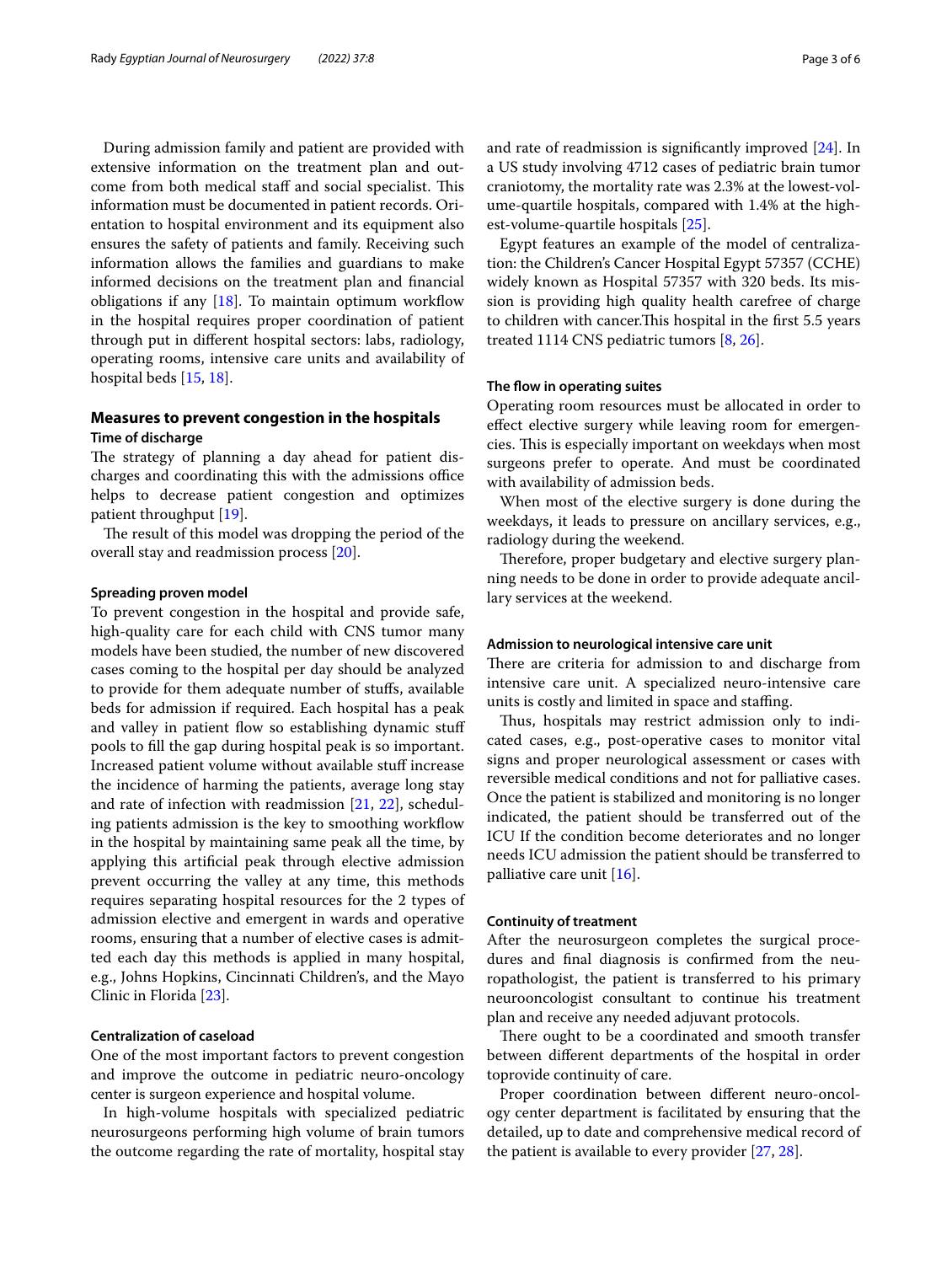During admission family and patient are provided with extensive information on the treatment plan and outcome from both medical staff and social specialist. This information must be documented in patient records. Orientation to hospital environment and its equipment also ensures the safety of patients and family. Receiving such information allows the families and guardians to make informed decisions on the treatment plan and financial obligations if any [18]. To maintain optimum workflow in the hospital requires proper coordination of patient through put in different hospital sectors: labs, radiology, operating rooms, intensive care units and availability of hospital beds [15, 18].

## Measures to prevent congestion in the hospitals

### Time of discharge

The strategy of planning a day ahead for patient discharges and coordinating this with the admissions office helps to decrease patient congestion and optimizes patient throughput [19].

The result of this model was dropping the period of the overall stay and readmission process [20].

#### Spreading proven model

To prevent congestion in the hospital and provide safe, high-quality care for each child with CNS tumor many models have been studied, the number of new discovered cases coming to the hospital per day should be analyzed to provide for them adequate number of stuffs, available beds for admission if required. Each hospital has a peak and valley in patient flow so establishing dynamic stuff pools to fill the gap during hospital peak is so important. Increased patient volume without available stuff increase the incidence of harming the patients, average long stay and rate of infection with readmission [21, 22], scheduling patients admission is the key to smoothing workflow in the hospital by maintaining same peak all the time, by applying this artificial peak through elective admission prevent occurring the valley at any time, this methods requires separating hospital resources for the 2 types of admission elective and emergent in wards and operative rooms, ensuring that a number of elective cases is admitted each day this methods is applied in many hospital, e.g., Johns Hopkins, Cincinnati Children's, and the Mayo Clinic in Florida [23].

#### Centralization of caseload

One of the most important factors to prevent congestion and improve the outcome in pediatric neuro-oncology center is surgeon experience and hospital volume.

In high-volume hospitals with specialized pediatric neurosurgeons performing high volume of brain tumors the outcome regarding the rate of mortality, hospital stay and rate of readmission is significantly improved [24]. In a US study involving 4712 cases of pediatric brain tumor craniotomy, the mortality rate was 2.3% at the lowest-volume-quartile hospitals, compared with 1.4% at the highest-volume-quartile hospitals [25].

Egypt features an example of the model of centralization: the Children's Cancer Hospital Egypt 57357 (CCHE) widely known as Hospital 57357 with 320 beds. Its mission is providing high quality health carefree of charge to children with cancer.This hospital in the first 5.5 years treated 1114 CNS pediatric tumors [8, 26].

#### The flow in operating suites

Operating room resources must be allocated in order to effect elective surgery while leaving room for emergencies. This is especially important on weekdays when most surgeons prefer to operate. And must be coordinated with availability of admission beds.

When most of the elective surgery is done during the weekdays, it leads to pressure on ancillary services, e.g., radiology during the weekend.

Therefore, proper budgetary and elective surgery planning needs to be done in order to provide adequate ancillary services at the weekend.

#### Admission to neurological intensive care unit

There criteria for admission to and discharge from intensive care unit. A specialized neuro-intensive care units is costly and limited in space and staffing.

Thus, hospitals may restrict admission only to indicated cases, e.g., post-operative cases to monitor vital signs and proper neurological assessment or cases with reversible medical conditions and not for palliative cases. Once the patient is stabilized and monitoring is no longer indicated, the patient should be transferred out of the ICU If the condition become deteriorates and no longer needs ICU admission the patient should be transferred to palliative care unit [16].

#### Continuity of treatment

After the neurosurgeon completes the surgical procedures and final diagnosis is confirmed from the neuropathologist, the patient is transferred to his primary neurooncologist consultant to continue his treatment plan and receive any needed adjuvant protocols.

There ought to be a coordinated and smooth transfer between different departments of the hospital in order toprovide continuity of care.

Proper coordination between different neuro-oncology center department is facilitated by ensuring that the detailed, up to date and comprehensive medical record of the patient is available to every provider [27, 28].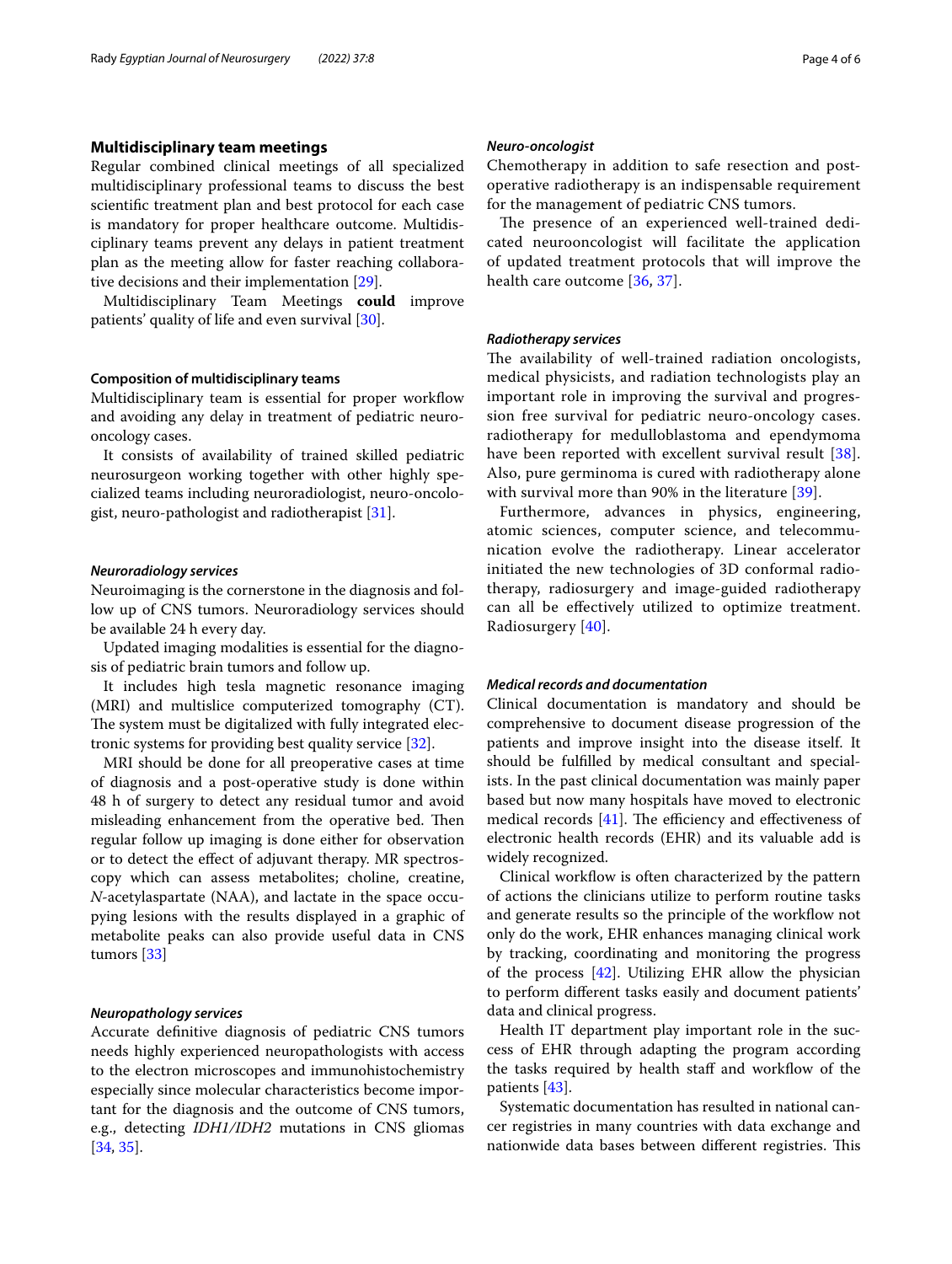## Multidisciplinary team meetings

Regular combined clinical meetings of all specialized multidisciplinary professional teams to discuss the best scientific treatment plan and best protocol for each case is mandatory for proper healthcare outcome. Multidisciplinary teams prevent any delays in patient treatment plan as the meeting allow for faster reaching collaborative decisions and their implementation [29].

Multidisciplinary Team Meetings **could** improve patients' quality of life and even survival [30].

### Composition of multidisciplinary teams

Multidisciplinary team is essential for proper workflow and avoiding any delay in treatment of pediatric neuro-oncology cases.

It consists of availability of trained skilled pediatric neurosurgeon working together with other highly specialized teams including neuroradiologist, neuro-oncologist, neuro-pathologist and radiotherapist [31].

#### *Neuroradiology services*

Neuroimaging is the cornerstone in the diagnosis and follow up of CNS tumors. Neuroradiology services should be available 24 h every day.

Updated imaging modalities is essential for the diagnosis of pediatric brain tumors and follow up.

It includes high tesla magnetic resonance imaging (MRI) and multislice computerized tomography (CT). The system must be digitalized with fully integrated electronic systems for providing best quality service [32].

MRI should be done for all preoperative cases at time of diagnosis and a post-operative study is done within 48 h of surgery to detect any residual tumor and avoid misleading enhancement from the operative bed. Then regular follow up imaging is done either for observation or to detect the effect of adjuvant therapy. MR spectroscopy which can assess metabolites; choline, creatine, *N*-acetylaspartate (NAA), and lactate in the space occupying lesions with the results displayed in a graphic of metabolite peaks can also provide useful data in CNS tumors [33]

#### *Neuropathology services*

Accurate definitive diagnosis of pediatric CNS tumors needs highly experienced neuropathologists with access to the electron microscopes and immunohistochemistry especially since molecular characteristics become important for the diagnosis and the outcome of CNS tumors, e.g., detecting *IDH1/IDH2* mutations in CNS gliomas [34, 35].

#### *Neuro-oncologist*

Chemotherapy in addition to safe resection and post-operative radiotherapy is an indispensable requirement for the management of pediatric CNS tumors.

The presence of an experienced well-trained dedicated neurooncologist will facilitate the application of updated treatment protocols that will improve the health care outcome [36, 37].

#### *Radiotherapy services*

The availability of well-trained radiation oncologists, medical physicists, and radiation technologists play an important role in improving the survival and progression free survival for pediatric neuro-oncology cases. radiotherapy for medulloblastoma and ependymoma have been reported with excellent survival result [38]. Also, pure germinoma is cured with radiotherapy alone with survival more than 90% in the literature [39].

Furthermore, advances in physics, engineering, atomic sciences, computer science, and telecommunication evolve the radiotherapy. Linear accelerator initiated the new technologies of 3D conformal radiotherapy, radiosurgery and image-guided radiotherapy can all be effectively utilized to optimize treatment. Radiosurgery [40].

#### *Medical records and documentation*

Clinical documentation is mandatory and should be comprehensive to document disease progression of the patients and improve insight into the disease itself. It should be fulfilled by medical consultant and specialists. In the past clinical documentation was mainly paper based but now many hospitals have moved to electronic medical records [41]. The efficiency and effectiveness of electronic health records (EHR) and its valuable add is widely recognized.

Clinical workflow is often characterized by the pattern of actions the clinicians utilize to perform routine tasks and generate results so the principle of the workflow not only do the work, EHR enhances managing clinical work by tracking, coordinating and monitoring the progress of the process [42]. Utilizing EHR allow the physician to perform different tasks easily and document patients' data and clinical progress.

Health IT department play important role in the success of EHR through adapting the program according the tasks required by health staff and workflow of the patients [43].

Systematic documentation has resulted in national cancer registries in many countries with data exchange and nationwide data bases between different registries. This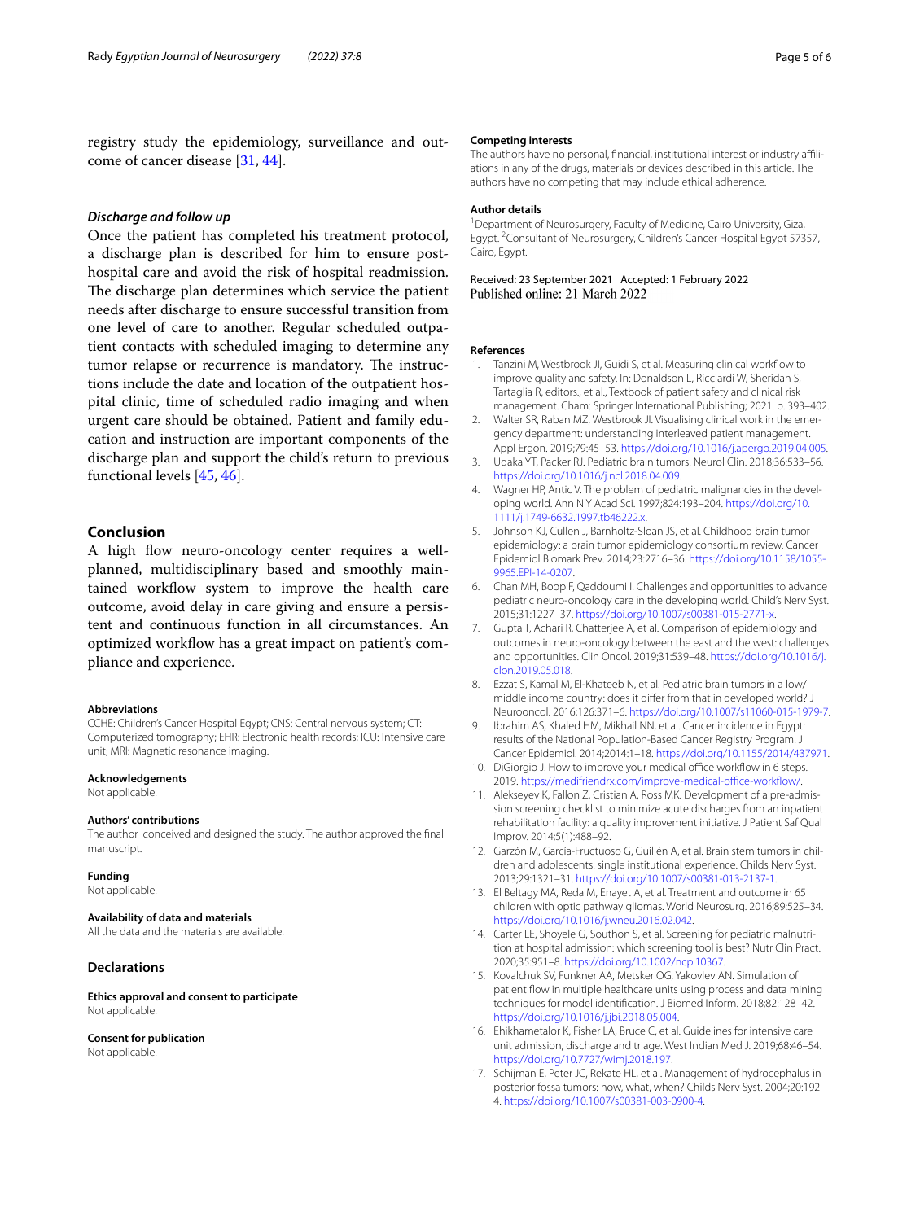registry study the epidemiology, surveillance and outcome of cancer disease [31, 44].

### *Discharge and follow up*

Once the patient has completed his treatment protocol, a discharge plan is described for him to ensure post-hospital care and avoid the risk of hospital readmission. The discharge plan determines which service the patient needs after discharge to ensure successful transition from one level of care to another. Regular scheduled outpatient contacts with scheduled imaging to determine any tumor relapse or recurrence is mandatory. The instructions include the date and location of the outpatient hospital clinic, time of scheduled radio imaging and when urgent care should be obtained. Patient and family education and instruction are important components of the discharge plan and support the child's return to previous functional levels [45, 46].

## Conclusion

A high flow neuro-oncology center requires a well-planned, multidisciplinary based and smoothly maintained workflow system to improve the health care outcome, avoid delay in care giving and ensure a persistent and continuous function in all circumstances. An optimized workflow has a great impact on patient's compliance and experience.

#### Abbreviations

CCHE: Children's Cancer Hospital Egypt; CNS: Central nervous system; CT: Computerized tomography; EHR: Electronic health records; ICU: Intensive care unit; MRI: Magnetic resonance imaging.

#### Acknowledgements

Not applicable.

#### Authors' contributions

The author conceived and designed the study. The author approved the final manuscript.

#### Funding

Not applicable.

#### Availability of data and materials

All the data and the materials are available.

## Declarations

#### Ethics approval and consent to participate

Not applicable.

#### Consent for publication

Not applicable.

#### Competing interests

The authors have no personal, financial, institutional interest or industry affiliations in any of the drugs, materials or devices described in this article. The authors have no competing that may include ethical adherence.

#### Author details

[1]Department of Neurosurgery, Faculty of Medicine, Cairo University, Giza, Egypt. [2]Consultant of Neurosurgery, Children's Cancer Hospital Egypt 57357, Cairo, Egypt.

Received: 23 September 2021 Accepted: 1 February 2022
Published online: 21 March 2022

#### References

1. Tanzini M, Westbrook JI, Guidi S, et al. Measuring clinical workflow to improve quality and safety. In: Donaldson L, Ricciardi W, Sheridan S, Tartaglia R, editors., et al., Textbook of patient safety and clinical risk management. Cham: Springer International Publishing; 2021. p. 393–402.
2. Walter SR, Raban MZ, Westbrook JI. Visualising clinical work in the emergency department: understanding interleaved patient management. Appl Ergon. 2019;79:45–53. https://doi.org/10.1016/j.apergo.2019.04.005.
3. Udaka YT, Packer RJ. Pediatric brain tumors. Neurol Clin. 2018;36:533–56. https://doi.org/10.1016/j.ncl.2018.04.009.
4. Wagner HP, Antic V. The problem of pediatric malignancies in the developing world. Ann N Y Acad Sci. 1997;824:193–204. https://doi.org/10.1111/j.1749-6632.1997.tb46222.x.
5. Johnson KJ, Cullen J, Barnholtz-Sloan JS, et al. Childhood brain tumor epidemiology: a brain tumor epidemiology consortium review. Cancer Epidemiol Biomark Prev. 2014;23:2716–36. https://doi.org/10.1158/1055-9965.EPI-14-0207.
6. Chan MH, Boop F, Qaddoumi I. Challenges and opportunities to advance pediatric neuro-oncology care in the developing world. Child's Nerv Syst. 2015;31:1227–37. https://doi.org/10.1007/s00381-015-2771-x.
7. Gupta T, Achari R, Chatterjee A, et al. Comparison of epidemiology and outcomes in neuro-oncology between the east and the west: challenges and opportunities. Clin Oncol. 2019;31:539–48. https://doi.org/10.1016/j.clon.2019.05.018.
8. Ezzat S, Kamal M, El-Khateeb N, et al. Pediatric brain tumors in a low/middle income country: does it differ from that in developed world? J Neurooncol. 2016;126:371–6. https://doi.org/10.1007/s11060-015-1979-7.
9. Ibrahim AS, Khaled HM, Mikhail NN, et al. Cancer incidence in Egypt: results of the National Population-Based Cancer Registry Program. J Cancer Epidemiol. 2014;2014:1–18. https://doi.org/10.1155/2014/437971.
10. DiGiorgio J. How to improve your medical office workflow in 6 steps. 2019. https://medifriendrx.com/improve-medical-office-workflow/.
11. Alekseyev K, Fallon Z, Cristian A, Ross MK. Development of a pre-admission screening checklist to minimize acute discharges from an inpatient rehabilitation facility: a quality improvement initiative. J Patient Saf Qual Improv. 2014;5(1):488–92.
12. Garzón M, García-Fructuoso G, Guillén A, et al. Brain stem tumors in children and adolescents: single institutional experience. Childs Nerv Syst. 2013;29:1321–31. https://doi.org/10.1007/s00381-013-2137-1.
13. El Beltagy MA, Reda M, Enayet A, et al. Treatment and outcome in 65 children with optic pathway gliomas. World Neurosurg. 2016;89:525–34. https://doi.org/10.1016/j.wneu.2016.02.042.
14. Carter LE, Shoyele G, Southon S, et al. Screening for pediatric malnutrition at hospital admission: which screening tool is best? Nutr Clin Pract. 2020;35:951–8. https://doi.org/10.1002/ncp.10367.
15. Kovalchuk SV, Funkner AA, Metsker OG, Yakovlev AN. Simulation of patient flow in multiple healthcare units using process and data mining techniques for model identification. J Biomed Inform. 2018;82:128–42. https://doi.org/10.1016/j.jbi.2018.05.004.
16. Ehikhametalor K, Fisher LA, Bruce C, et al. Guidelines for intensive care unit admission, discharge and triage. West Indian Med J. 2019;68:46–54. https://doi.org/10.7727/wimj.2018.197.
17. Schijman E, Peter JC, Rekate HL, et al. Management of hydrocephalus in posterior fossa tumors: how, what, when? Childs Nerv Syst. 2004;20:192–4. https://doi.org/10.1007/s00381-003-0900-4.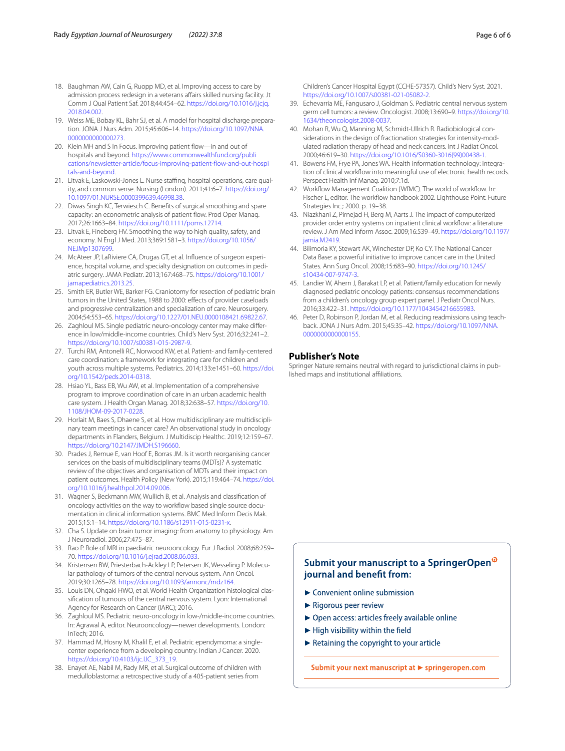18. Baughman AW, Cain G, Ruopp MD, et al. Improving access to care by admission process redesign in a veterans affairs skilled nursing facility. Jt Comm J Qual Patient Saf. 2018;44:454–62. https://doi.org/10.1016/j.jcjq.2018.04.002.
19. Weiss ME, Bobay KL, Bahr SJ, et al. A model for hospital discharge preparation. JONA J Nurs Adm. 2015;45:606–14. https://doi.org/10.1097/NNA.0000000000000273.
20. Klein MH and S In Focus. Improving patient flow—in and out of hospitals and beyond. https://www.commonwealthfund.org/publications/newsletter-article/focus-improving-patient-flow-and-out-hospitals-and-beyond.
21. Litvak E, Laskowski-Jones L. Nurse staffing, hospital operations, care quality, and common sense. Nursing (London). 2011;41:6–7. https://doi.org/10.1097/01.NURSE.0000399639.46998.38.
22. Diwas Singh KC, Terwiesch C. Benefits of surgical smoothing and spare capacity: an econometric analysis of patient flow. Prod Oper Manag. 2017;26:1663–84. https://doi.org/10.1111/poms.12714.
23. Litvak E, Fineberg HV. Smoothing the way to high quality, safety, and economy. N Engl J Med. 2013;369:1581–3. https://doi.org/10.1056/NEJMp1307699.
24. McAteer JP, LaRiviere CA, Drugas GT, et al. Influence of surgeon experience, hospital volume, and specialty designation on outcomes in pediatric surgery. JAMA Pediatr. 2013;167:468–75. https://doi.org/10.1001/jamapediatrics.2013.25.
25. Smith ER, Butler WE, Barker FG. Craniotomy for resection of pediatric brain tumors in the United States, 1988 to 2000: effects of provider caseloads and progressive centralization and specialization of care. Neurosurgery. 2004;54:553–65. https://doi.org/10.1227/01.NEU.0000108421.69822.67.
26. Zaghloul MS. Single pediatric neuro-oncology center may make difference in low/middle-income countries. Child's Nerv Syst. 2016;32:241–2. https://doi.org/10.1007/s00381-015-2987-9.
27. Turchi RM, Antonelli RC, Norwood KW, et al. Patient- and family-centered care coordination: a framework for integrating care for children and youth across multiple systems. Pediatrics. 2014;133:e1451–60. https://doi.org/10.1542/peds.2014-0318.
28. Hsiao YL, Bass EB, Wu AW, et al. Implementation of a comprehensive program to improve coordination of care in an urban academic health care system. J Health Organ Manag. 2018;32:638–57. https://doi.org/10.1108/JHOM-09-2017-0228.
29. Horlait M, Baes S, Dhaene S, et al. How multidisciplinary are multidisciplinary team meetings in cancer care? An observational study in oncology departments in Flanders, Belgium. J Multidiscip Healthc. 2019;12:159–67. https://doi.org/10.2147/JMDH.S196660.
30. Prades J, Remue E, van Hoof E, Borras JM. Is it worth reorganising cancer services on the basis of multidisciplinary teams (MDTs)? A systematic review of the objectives and organisation of MDTs and their impact on patient outcomes. Health Policy (New York). 2015;119:464–74. https://doi.org/10.1016/j.healthpol.2014.09.006.
31. Wagner S, Beckmann MW, Wullich B, et al. Analysis and classification of oncology activities on the way to workflow based single source documentation in clinical information systems. BMC Med Inform Decis Mak. 2015;15:1–14. https://doi.org/10.1186/s12911-015-0231-x.
32. Cha S. Update on brain tumor imaging: from anatomy to physiology. Am J Neuroradiol. 2006;27:475–87.
33. Rao P. Role of MRI in paediatric neurooncology. Eur J Radiol. 2008;68:259–70. https://doi.org/10.1016/j.ejrad.2008.06.033.
34. Kristensen BW, Priesterbach-Ackley LP, Petersen JK, Wesseling P. Molecular pathology of tumors of the central nervous system. Ann Oncol. 2019;30:1265–78. https://doi.org/10.1093/annonc/mdz164.
35. Louis DN, Ohgaki HWO, et al. World Health Organization histological classification of tumours of the central nervous system. Lyon: International Agency for Research on Cancer (IARC); 2016.
36. Zaghloul MS. Pediatric neuro-oncology in low-/middle-income countries. In: Agrawal A, editor. Neurooncology—newer developments. London: InTech; 2016.
37. Hammad M, Hosny M, Khalil E, et al. Pediatric ependymoma: a single-center experience from a developing country. Indian J Cancer. 2020. https://doi.org/10.4103/ijc.IJC_373_19.
38. Enayet AE, Nabil M, Rady MR, et al. Surgical outcome of children with medulloblastoma: a retrospective study of a 405-patient series from Children's Cancer Hospital Egypt (CCHE-57357). Child's Nerv Syst. 2021. https://doi.org/10.1007/s00381-021-05082-2.
39. Echevarria ME, Fangusaro J, Goldman S. Pediatric central nervous system germ cell tumors: a review. Oncologist. 2008;13:690–9. https://doi.org/10.1634/theoncologist.2008-0037.
40. Mohan R, Wu Q, Manning M, Schmidt-Ullrich R. Radiobiological considerations in the design of fractionation strategies for intensity-modulated radiation therapy of head and neck cancers. Int J Radiat Oncol. 2000;46:619–30. https://doi.org/10.1016/S0360-3016(99)00438-1.
41. Bowens FM, Frye PA, Jones WA. Health information technology: integration of clinical workflow into meaningful use of electronic health records. Perspect Health Inf Manag. 2010;7:1d.
42. Workflow Management Coalition (WfMC). The world of workflow. In: Fischer L, editor. The workflow handbook 2002. Lighthouse Point: Future Strategies Inc.; 2000. p. 19–38.
43. Niazkhani Z, Pirnejad H, Berg M, Aarts J. The impact of computerized provider order entry systems on inpatient clinical workflow: a literature review. J Am Med Inform Assoc. 2009;16:539–49. https://doi.org/10.1197/jamia.M2419.
44. Bilimoria KY, Stewart AK, Winchester DP, Ko CY. The National Cancer Data Base: a powerful initiative to improve cancer care in the United States. Ann Surg Oncol. 2008;15:683–90. https://doi.org/10.1245/s10434-007-9747-3.
45. Landier W, Ahern J, Barakat LP, et al. Patient/family education for newly diagnosed pediatric oncology patients: consensus recommendations from a children's oncology group expert panel. J Pediatr Oncol Nurs. 2016;33:422–31. https://doi.org/10.1177/1043454216655983.
46. Peter D, Robinson P, Jordan M, et al. Reducing readmissions using teach-back. JONA J Nurs Adm. 2015;45:35–42. https://doi.org/10.1097/NNA.0000000000000155.

## Publisher's Note

Springer Nature remains neutral with regard to jurisdictional claims in published maps and institutional affiliations.